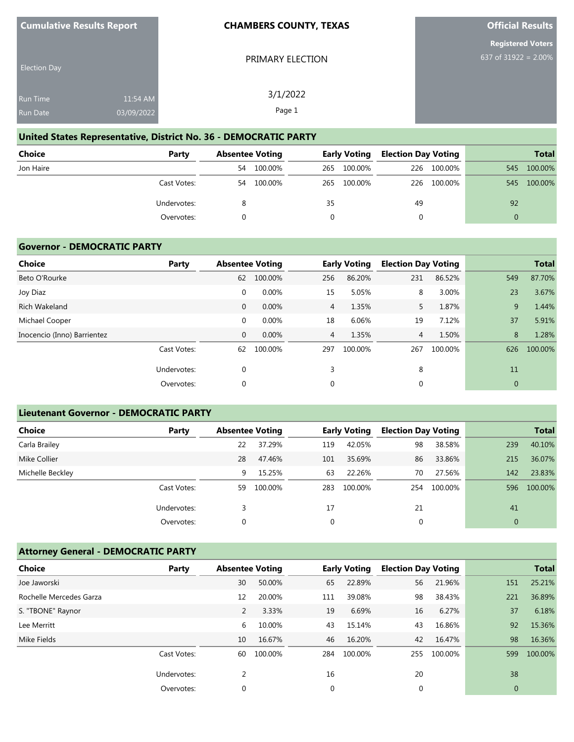**Cumulative Results Report**

Election Day

Run Time 11:54 AM
Run Date 03/09/2022

**CHAMBERS COUNTY, TEXAS**

PRIMARY ELECTION

3/1/2022

**Official Results**

**Registered Voters**
637 of 31922 = 2.00%

## United States Representative, District No. 36 - DEMOCRATIC PARTY

| Choice | Party | Absentee Voting | | Early Voting | | Election Day Voting | | Total | |
|---|---|---|---|---|---|---|---|---|---|
| Jon Haire | | 54 | 100.00% | 265 | 100.00% | 226 | 100.00% | 545 | 100.00% |
| | Cast Votes: | 54 | 100.00% | 265 | 100.00% | 226 | 100.00% | 545 | 100.00% |
| | Undervotes: | 8 | | 35 | | 49 | | 92 | |
| | Overvotes: | 0 | | 0 | | 0 | | 0 | |

## Governor - DEMOCRATIC PARTY

| Choice | Party | Absentee Voting | | Early Voting | | Election Day Voting | | Total | |
|---|---|---|---|---|---|---|---|---|---|
| Beto O'Rourke | | 62 | 100.00% | 256 | 86.20% | 231 | 86.52% | 549 | 87.70% |
| Joy Diaz | | 0 | 0.00% | 15 | 5.05% | 8 | 3.00% | 23 | 3.67% |
| Rich Wakeland | | 0 | 0.00% | 4 | 1.35% | 5 | 1.87% | 9 | 1.44% |
| Michael Cooper | | 0 | 0.00% | 18 | 6.06% | 19 | 7.12% | 37 | 5.91% |
| Inocencio (Inno) Barrientez | | 0 | 0.00% | 4 | 1.35% | 4 | 1.50% | 8 | 1.28% |
| | Cast Votes: | 62 | 100.00% | 297 | 100.00% | 267 | 100.00% | 626 | 100.00% |
| | Undervotes: | 0 | | 3 | | 8 | | 11 | |
| | Overvotes: | 0 | | 0 | | 0 | | 0 | |

## Lieutenant Governor - DEMOCRATIC PARTY

| Choice | Party | Absentee Voting | | Early Voting | | Election Day Voting | | Total | |
|---|---|---|---|---|---|---|---|---|---|
| Carla Brailey | | 22 | 37.29% | 119 | 42.05% | 98 | 38.58% | 239 | 40.10% |
| Mike Collier | | 28 | 47.46% | 101 | 35.69% | 86 | 33.86% | 215 | 36.07% |
| Michelle Beckley | | 9 | 15.25% | 63 | 22.26% | 70 | 27.56% | 142 | 23.83% |
| | Cast Votes: | 59 | 100.00% | 283 | 100.00% | 254 | 100.00% | 596 | 100.00% |
| | Undervotes: | 3 | | 17 | | 21 | | 41 | |
| | Overvotes: | 0 | | 0 | | 0 | | 0 | |

## Attorney General - DEMOCRATIC PARTY

| Choice | Party | Absentee Voting | | Early Voting | | Election Day Voting | | Total | |
|---|---|---|---|---|---|---|---|---|---|
| Joe Jaworski | | 30 | 50.00% | 65 | 22.89% | 56 | 21.96% | 151 | 25.21% |
| Rochelle Mercedes Garza | | 12 | 20.00% | 111 | 39.08% | 98 | 38.43% | 221 | 36.89% |
| S. "TBONE" Raynor | | 2 | 3.33% | 19 | 6.69% | 16 | 6.27% | 37 | 6.18% |
| Lee Merritt | | 6 | 10.00% | 43 | 15.14% | 43 | 16.86% | 92 | 15.36% |
| Mike Fields | | 10 | 16.67% | 46 | 16.20% | 42 | 16.47% | 98 | 16.36% |
| | Cast Votes: | 60 | 100.00% | 284 | 100.00% | 255 | 100.00% | 599 | 100.00% |
| | Undervotes: | 2 | | 16 | | 20 | | 38 | |
| | Overvotes: | 0 | | 0 | | 0 | | 0 | |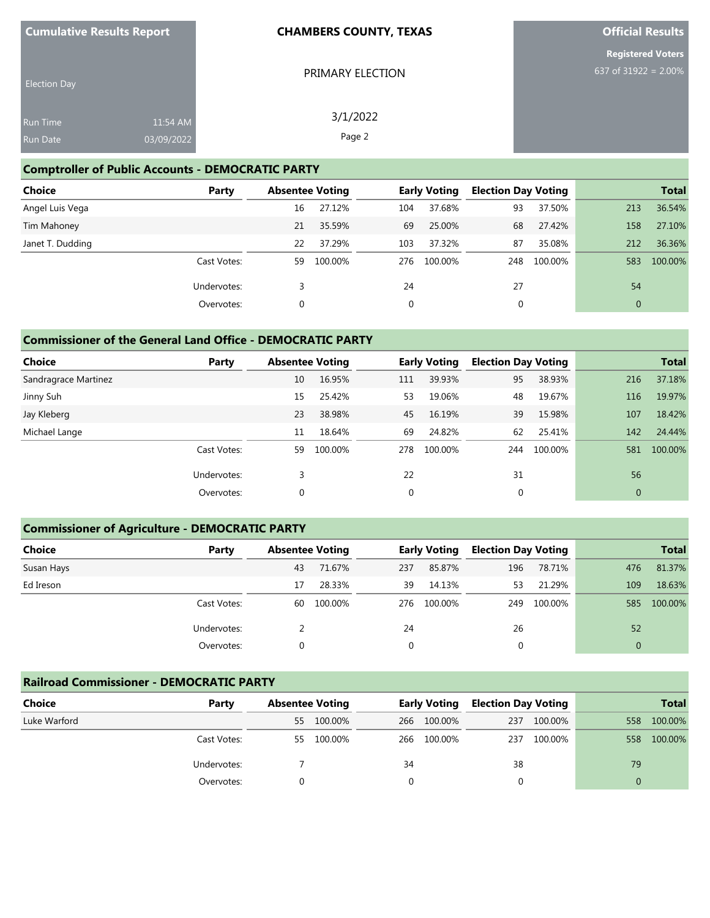**Cumulative Results Report**

Election Day

Run Time 11:54 AM

Run Date 03/09/2022

**CHAMBERS COUNTY, TEXAS**

PRIMARY ELECTION

3/1/2022

**Official Results**

**Registered Voters**

637 of 31922 = 2.00%

## Comptroller of Public Accounts - DEMOCRATIC PARTY

| Choice | Party | Absentee Voting | | Early Voting | | Election Day Voting | | Total | |
|---|---|---|---|---|---|---|---|---|---|
| Angel Luis Vega | | 16 | 27.12% | 104 | 37.68% | 93 | 37.50% | 213 | 36.54% |
| Tim Mahoney | | 21 | 35.59% | 69 | 25.00% | 68 | 27.42% | 158 | 27.10% |
| Janet T. Dudding | | 22 | 37.29% | 103 | 37.32% | 87 | 35.08% | 212 | 36.36% |
| | Cast Votes: | 59 | 100.00% | 276 | 100.00% | 248 | 100.00% | 583 | 100.00% |
| | Undervotes: | 3 | | 24 | | 27 | | 54 | |
| | Overvotes: | 0 | | 0 | | 0 | | 0 | |

## Commissioner of the General Land Office - DEMOCRATIC PARTY

| Choice | Party | Absentee Voting | | Early Voting | | Election Day Voting | | Total | |
|---|---|---|---|---|---|---|---|---|---|
| Sandragrace Martinez | | 10 | 16.95% | 111 | 39.93% | 95 | 38.93% | 216 | 37.18% |
| Jinny Suh | | 15 | 25.42% | 53 | 19.06% | 48 | 19.67% | 116 | 19.97% |
| Jay Kleberg | | 23 | 38.98% | 45 | 16.19% | 39 | 15.98% | 107 | 18.42% |
| Michael Lange | | 11 | 18.64% | 69 | 24.82% | 62 | 25.41% | 142 | 24.44% |
| | Cast Votes: | 59 | 100.00% | 278 | 100.00% | 244 | 100.00% | 581 | 100.00% |
| | Undervotes: | 3 | | 22 | | 31 | | 56 | |
| | Overvotes: | 0 | | 0 | | 0 | | 0 | |

## Commissioner of Agriculture - DEMOCRATIC PARTY

| Choice | Party | Absentee Voting | | Early Voting | | Election Day Voting | | Total | |
|---|---|---|---|---|---|---|---|---|---|
| Susan Hays | | 43 | 71.67% | 237 | 85.87% | 196 | 78.71% | 476 | 81.37% |
| Ed Ireson | | 17 | 28.33% | 39 | 14.13% | 53 | 21.29% | 109 | 18.63% |
| | Cast Votes: | 60 | 100.00% | 276 | 100.00% | 249 | 100.00% | 585 | 100.00% |
| | Undervotes: | 2 | | 24 | | 26 | | 52 | |
| | Overvotes: | 0 | | 0 | | 0 | | 0 | |

## Railroad Commissioner - DEMOCRATIC PARTY

| Choice | Party | Absentee Voting | | Early Voting | | Election Day Voting | | Total | |
|---|---|---|---|---|---|---|---|---|---|
| Luke Warford | | 55 | 100.00% | 266 | 100.00% | 237 | 100.00% | 558 | 100.00% |
| | Cast Votes: | 55 | 100.00% | 266 | 100.00% | 237 | 100.00% | 558 | 100.00% |
| | Undervotes: | 7 | | 34 | | 38 | | 79 | |
| | Overvotes: | 0 | | 0 | | 0 | | 0 | |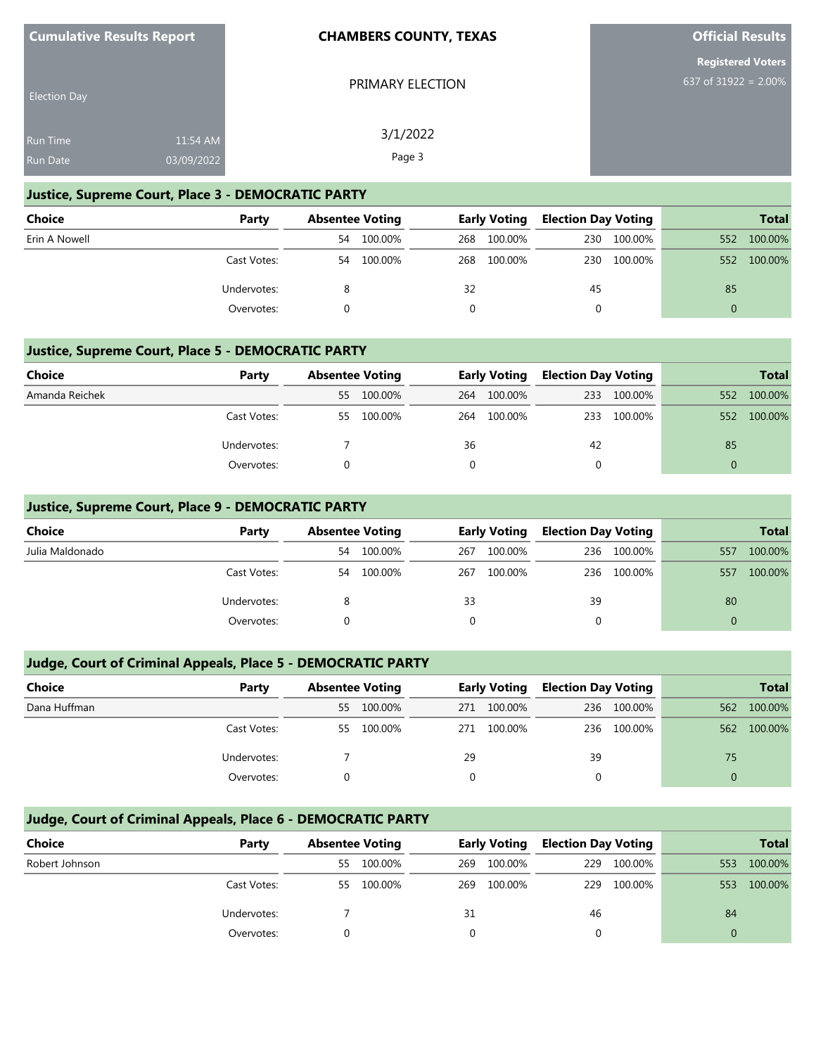**Cumulative Results Report**

Election Day

Run Time 11:54 AM

Run Date 03/09/2022

**CHAMBERS COUNTY, TEXAS**

PRIMARY ELECTION

3/1/2022

**Official Results**

**Registered Voters**

637 of 31922 = 2.00%

## Justice, Supreme Court, Place 3 - DEMOCRATIC PARTY

| Choice | Party | Absentee Voting | | Early Voting | | Election Day Voting | | Total | |
|---|---|---|---|---|---|---|---|---|---|
| Erin A Nowell | | 54 | 100.00% | 268 | 100.00% | 230 | 100.00% | 552 | 100.00% |
| | Cast Votes: | 54 | 100.00% | 268 | 100.00% | 230 | 100.00% | 552 | 100.00% |
| | Undervotes: | 8 | | 32 | | 45 | | 85 | |
| | Overvotes: | 0 | | 0 | | 0 | | 0 | |

## Justice, Supreme Court, Place 5 - DEMOCRATIC PARTY

| Choice | Party | Absentee Voting | | Early Voting | | Election Day Voting | | Total | |
|---|---|---|---|---|---|---|---|---|---|
| Amanda Reichek | | 55 | 100.00% | 264 | 100.00% | 233 | 100.00% | 552 | 100.00% |
| | Cast Votes: | 55 | 100.00% | 264 | 100.00% | 233 | 100.00% | 552 | 100.00% |
| | Undervotes: | 7 | | 36 | | 42 | | 85 | |
| | Overvotes: | 0 | | 0 | | 0 | | 0 | |

## Justice, Supreme Court, Place 9 - DEMOCRATIC PARTY

| Choice | Party | Absentee Voting | | Early Voting | | Election Day Voting | | Total | |
|---|---|---|---|---|---|---|---|---|---|
| Julia Maldonado | | 54 | 100.00% | 267 | 100.00% | 236 | 100.00% | 557 | 100.00% |
| | Cast Votes: | 54 | 100.00% | 267 | 100.00% | 236 | 100.00% | 557 | 100.00% |
| | Undervotes: | 8 | | 33 | | 39 | | 80 | |
| | Overvotes: | 0 | | 0 | | 0 | | 0 | |

## Judge, Court of Criminal Appeals, Place 5 - DEMOCRATIC PARTY

| Choice | Party | Absentee Voting | | Early Voting | | Election Day Voting | | Total | |
|---|---|---|---|---|---|---|---|---|---|
| Dana Huffman | | 55 | 100.00% | 271 | 100.00% | 236 | 100.00% | 562 | 100.00% |
| | Cast Votes: | 55 | 100.00% | 271 | 100.00% | 236 | 100.00% | 562 | 100.00% |
| | Undervotes: | 7 | | 29 | | 39 | | 75 | |
| | Overvotes: | 0 | | 0 | | 0 | | 0 | |

## Judge, Court of Criminal Appeals, Place 6 - DEMOCRATIC PARTY

| Choice | Party | Absentee Voting | | Early Voting | | Election Day Voting | | Total | |
|---|---|---|---|---|---|---|---|---|---|
| Robert Johnson | | 55 | 100.00% | 269 | 100.00% | 229 | 100.00% | 553 | 100.00% |
| | Cast Votes: | 55 | 100.00% | 269 | 100.00% | 229 | 100.00% | 553 | 100.00% |
| | Undervotes: | 7 | | 31 | | 46 | | 84 | |
| | Overvotes: | 0 | | 0 | | 0 | | 0 | |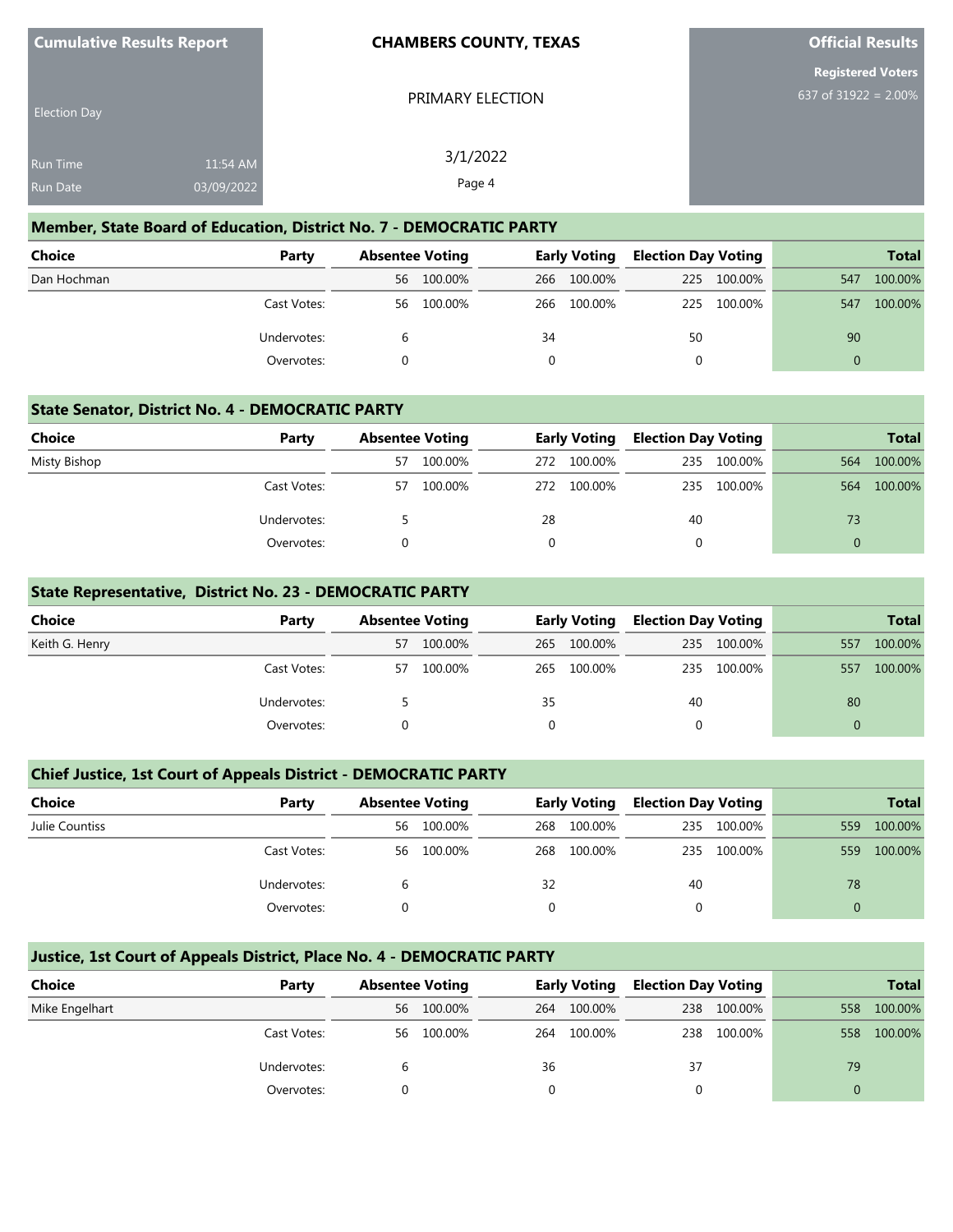| Cumulative Results Report | CHAMBERS COUNTY, TEXAS | Official Results |
|---|---|---|
| Election Day | PRIMARY ELECTION | Registered Voters 637 of 31922 = 2.00% |
| Run Time 11:54 AM | 3/1/2022 | |
| Run Date 03/09/2022 | | |

## Member, State Board of Education, District No. 7 - DEMOCRATIC PARTY

| Choice | Party | Absentee Voting | | Early Voting | | Election Day Voting | | Total | |
|---|---|---|---|---|---|---|---|---|---|
| Dan Hochman | | 56 | 100.00% | 266 | 100.00% | 225 | 100.00% | 547 | 100.00% |
| | Cast Votes: | 56 | 100.00% | 266 | 100.00% | 225 | 100.00% | 547 | 100.00% |
| | Undervotes: | 6 | | 34 | | 50 | | 90 | |
| | Overvotes: | 0 | | 0 | | 0 | | 0 | |

## State Senator, District No. 4 - DEMOCRATIC PARTY

| Choice | Party | Absentee Voting | | Early Voting | | Election Day Voting | | Total | |
|---|---|---|---|---|---|---|---|---|---|
| Misty Bishop | | 57 | 100.00% | 272 | 100.00% | 235 | 100.00% | 564 | 100.00% |
| | Cast Votes: | 57 | 100.00% | 272 | 100.00% | 235 | 100.00% | 564 | 100.00% |
| | Undervotes: | 5 | | 28 | | 40 | | 73 | |
| | Overvotes: | 0 | | 0 | | 0 | | 0 | |

## State Representative, District No. 23 - DEMOCRATIC PARTY

| Choice | Party | Absentee Voting | | Early Voting | | Election Day Voting | | Total | |
|---|---|---|---|---|---|---|---|---|---|
| Keith G. Henry | | 57 | 100.00% | 265 | 100.00% | 235 | 100.00% | 557 | 100.00% |
| | Cast Votes: | 57 | 100.00% | 265 | 100.00% | 235 | 100.00% | 557 | 100.00% |
| | Undervotes: | 5 | | 35 | | 40 | | 80 | |
| | Overvotes: | 0 | | 0 | | 0 | | 0 | |

## Chief Justice, 1st Court of Appeals District - DEMOCRATIC PARTY

| Choice | Party | Absentee Voting | | Early Voting | | Election Day Voting | | Total | |
|---|---|---|---|---|---|---|---|---|---|
| Julie Countiss | | 56 | 100.00% | 268 | 100.00% | 235 | 100.00% | 559 | 100.00% |
| | Cast Votes: | 56 | 100.00% | 268 | 100.00% | 235 | 100.00% | 559 | 100.00% |
| | Undervotes: | 6 | | 32 | | 40 | | 78 | |
| | Overvotes: | 0 | | 0 | | 0 | | 0 | |

## Justice, 1st Court of Appeals District, Place No. 4 - DEMOCRATIC PARTY

| Choice | Party | Absentee Voting | | Early Voting | | Election Day Voting | | Total | |
|---|---|---|---|---|---|---|---|---|---|
| Mike Engelhart | | 56 | 100.00% | 264 | 100.00% | 238 | 100.00% | 558 | 100.00% |
| | Cast Votes: | 56 | 100.00% | 264 | 100.00% | 238 | 100.00% | 558 | 100.00% |
| | Undervotes: | 6 | | 36 | | 37 | | 79 | |
| | Overvotes: | 0 | | 0 | | 0 | | 0 | |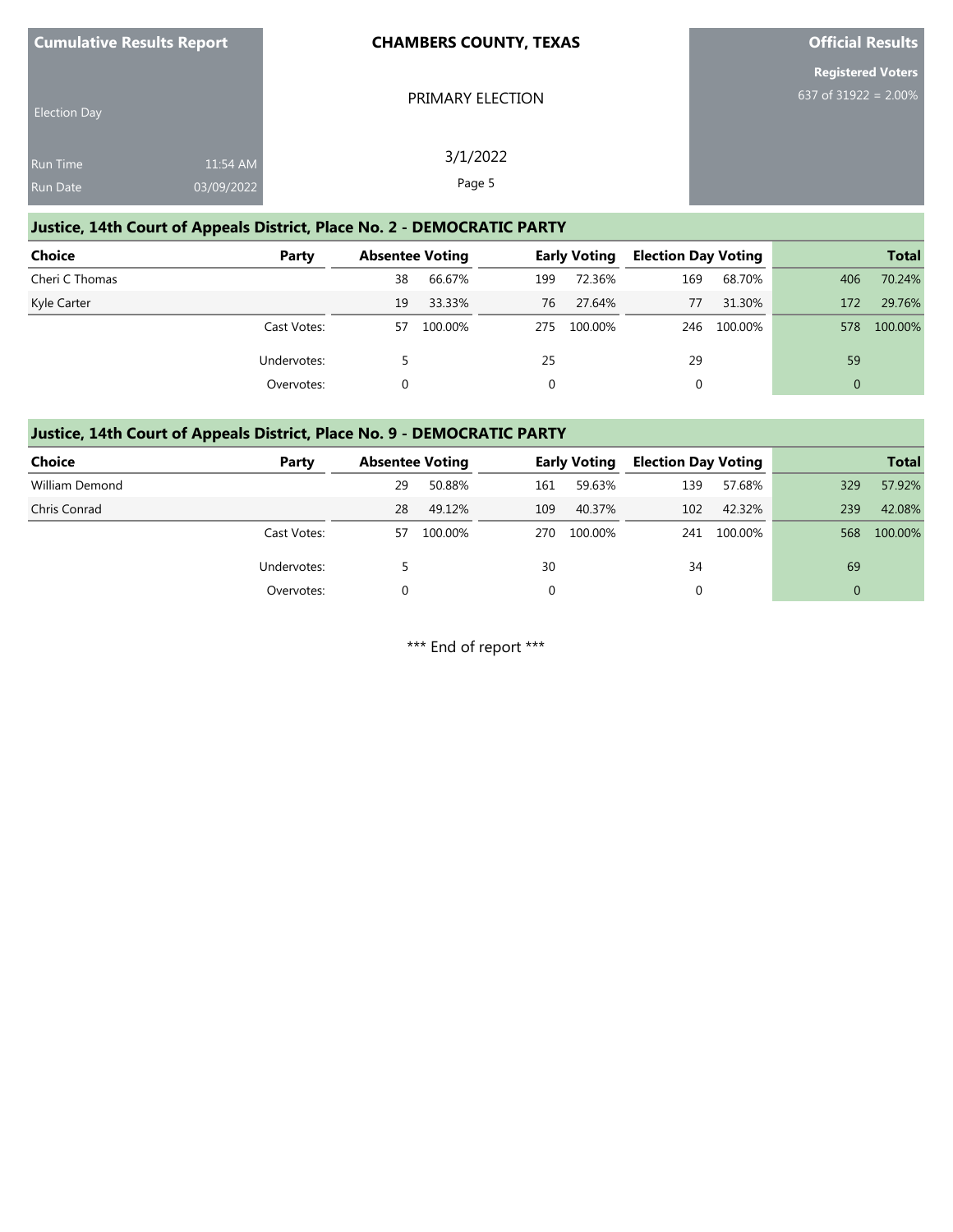Cumulative Results Report

Election Day

Run Time 11:54 AM

Run Date 03/09/2022

**CHAMBERS COUNTY, TEXAS**

PRIMARY ELECTION

3/1/2022

**Official Results**

**Registered Voters**

637 of 31922 = 2.00%

## Justice, 14th Court of Appeals District, Place No. 2 - DEMOCRATIC PARTY

| Choice | Party | Absentee Voting | | Early Voting | | Election Day Voting | | Total | |
|---|---|---|---|---|---|---|---|---|---|
| Cheri C Thomas | | 38 | 66.67% | 199 | 72.36% | 169 | 68.70% | 406 | 70.24% |
| Kyle Carter | | 19 | 33.33% | 76 | 27.64% | 77 | 31.30% | 172 | 29.76% |
| | Cast Votes: | 57 | 100.00% | 275 | 100.00% | 246 | 100.00% | 578 | 100.00% |
| | Undervotes: | 5 | | 25 | | 29 | | 59 | |
| | Overvotes: | 0 | | 0 | | 0 | | 0 | |

## Justice, 14th Court of Appeals District, Place No. 9 - DEMOCRATIC PARTY

| Choice | Party | Absentee Voting | | Early Voting | | Election Day Voting | | Total | |
|---|---|---|---|---|---|---|---|---|---|
| William Demond | | 29 | 50.88% | 161 | 59.63% | 139 | 57.68% | 329 | 57.92% |
| Chris Conrad | | 28 | 49.12% | 109 | 40.37% | 102 | 42.32% | 239 | 42.08% |
| | Cast Votes: | 57 | 100.00% | 270 | 100.00% | 241 | 100.00% | 568 | 100.00% |
| | Undervotes: | 5 | | 30 | | 34 | | 69 | |
| | Overvotes: | 0 | | 0 | | 0 | | 0 | |

*** End of report ***